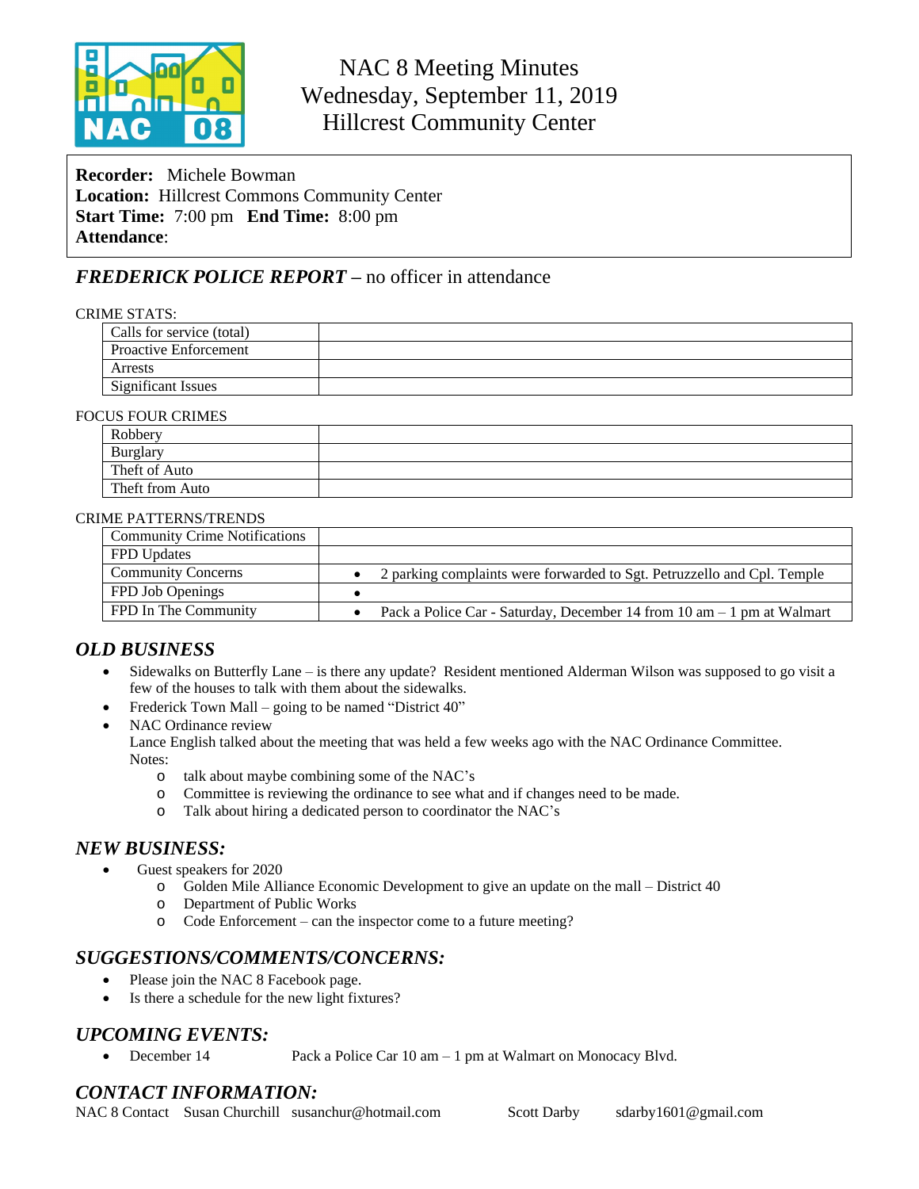# NAC 8 Meeting Minutes
## Wednesday, September 11, 2019
## Hillcrest Community Center

**Recorder:** Michele Bowman
**Location:** Hillcrest Commons Community Center
**Start Time:** 7:00 pm **End Time:** 8:00 pm
**Attendance**:

## *FREDERICK POLICE REPORT* – no officer in attendance

CRIME STATS:

| | |
|---|---|
| Calls for service (total) | |
| Proactive Enforcement | |
| Arrests | |
| Significant Issues | |

FOCUS FOUR CRIMES

| | |
|---|---|
| Robbery | |
| Burglary | |
| Theft of Auto | |
| Theft from Auto | |

CRIME PATTERNS/TRENDS

| | |
|---|---|
| Community Crime Notifications | |
| FPD Updates | |
| Community Concerns | • 2 parking complaints were forwarded to Sgt. Petruzzello and Cpl. Temple |
| FPD Job Openings | • |
| FPD In The Community | • Pack a Police Car - Saturday, December 14 from 10 am – 1 pm at Walmart |

## *OLD BUSINESS*

- Sidewalks on Butterfly Lane – is there any update? Resident mentioned Alderman Wilson was supposed to go visit a few of the houses to talk with them about the sidewalks.
- Frederick Town Mall – going to be named "District 40"
- NAC Ordinance review
  Lance English talked about the meeting that was held a few weeks ago with the NAC Ordinance Committee.
  Notes:
  - talk about maybe combining some of the NAC's
  - Committee is reviewing the ordinance to see what and if changes need to be made.
  - Talk about hiring a dedicated person to coordinator the NAC's

## *NEW BUSINESS:*

- Guest speakers for 2020
  - Golden Mile Alliance Economic Development to give an update on the mall – District 40
  - Department of Public Works
  - Code Enforcement – can the inspector come to a future meeting?

## *SUGGESTIONS/COMMENTS/CONCERNS:*

- Please join the NAC 8 Facebook page.
- Is there a schedule for the new light fixtures?

## *UPCOMING EVENTS:*

- December 14 Pack a Police Car 10 am – 1 pm at Walmart on Monocacy Blvd.

## *CONTACT INFORMATION:*

NAC 8 Contact Susan Churchill susanchur@hotmail.com Scott Darby sdarby1601@gmail.com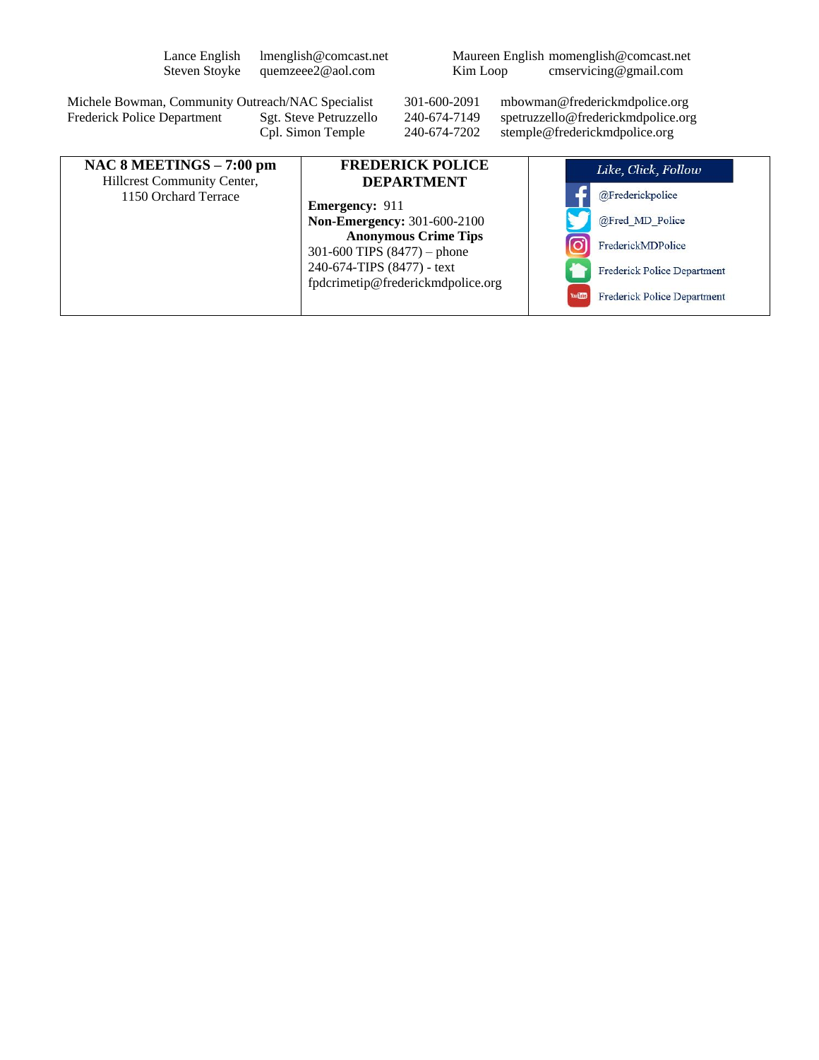| | | | |
|---|---|---|---|
| Lance English | lmenglish@comcast.net | Maureen English | momenglish@comcast.net |
| Steven Stoyke | quemzeee2@aol.com | Kim Loop | cmservicing@gmail.com |

| | | | |
|---|---|---|---|
| Michele Bowman, Community Outreach/NAC Specialist | | 301-600-2091 | mbowman@frederickmdpolice.org |
| Frederick Police Department | Sgt. Steve Petruzzello | 240-674-7149 | spetruzzello@frederickmdpolice.org |
| | Cpl. Simon Temple | 240-674-7202 | stemple@frederickmdpolice.org |

| | | |
|---|---|---|
| **NAC 8 MEETINGS – 7:00 pm**<br>Hillcrest Community Center,<br>1150 Orchard Terrace | **FREDERICK POLICE DEPARTMENT**<br>**Emergency:** 911<br>**Non-Emergency:** 301-600-2100<br>**Anonymous Crime Tips**<br>301-600 TIPS (8477) – phone<br>240-674-TIPS (8477) - text<br>fpdcrimetip@frederickmdpolice.org | *Like, Click, Follow*<br>@Frederickpolice<br>@Fred_MD_Police<br>FrederickMDPolice<br>Frederick Police Department<br>Frederick Police Department |